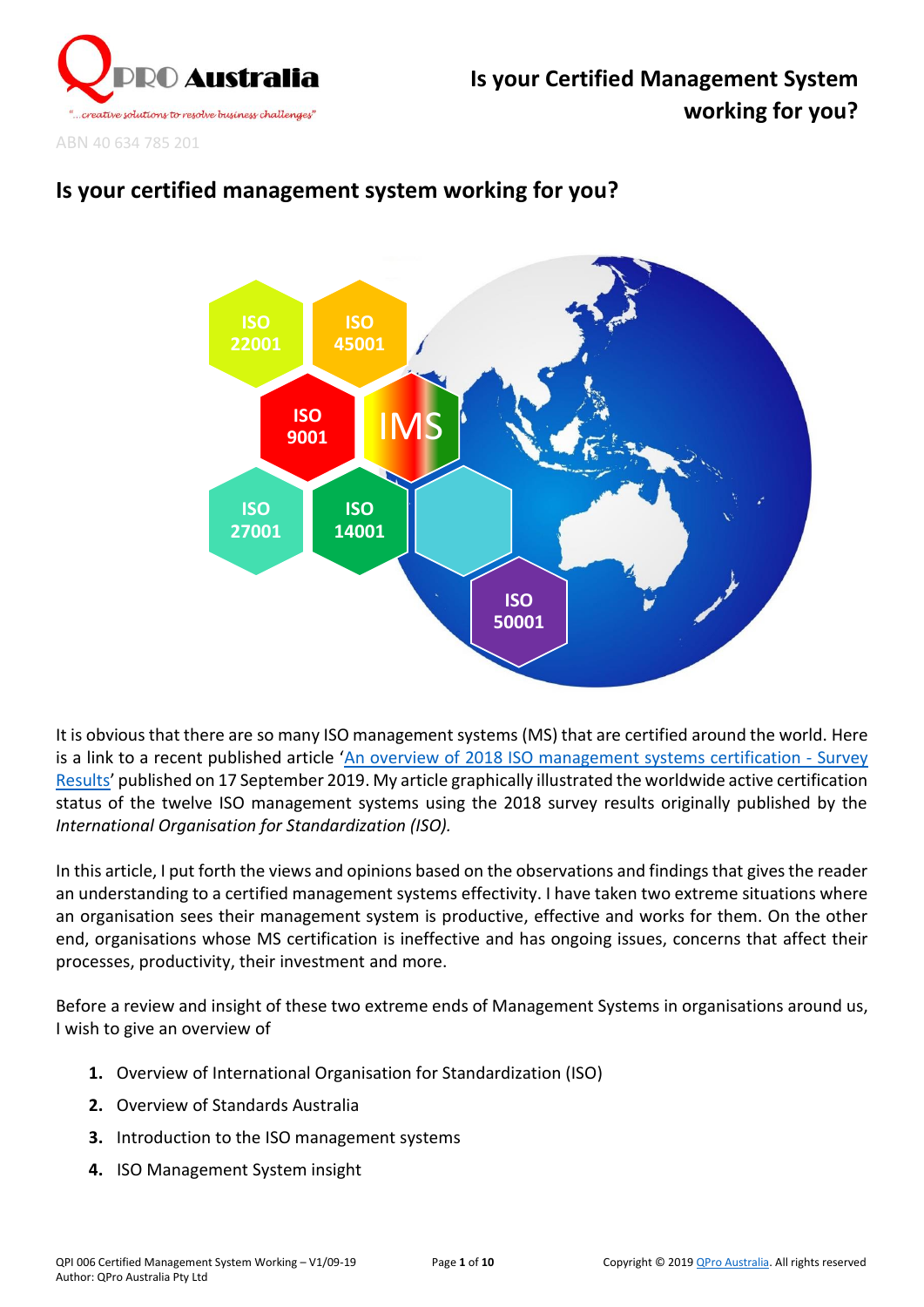QPRO Australia

"...creative solutions to resolve business challenges"

ABN 40 634 785 201

# Is your certified management system working for you?

It is obvious that there are so many ISO management systems (MS) that are certified around the world. Here is a link to a recent published article '[An overview of 2018 ISO management systems certification - Survey Results]' published on 17 September 2019. My article graphically illustrated the worldwide active certification status of the twelve ISO management systems using the 2018 survey results originally published by the *International Organisation for Standardization (ISO).*

In this article, I put forth the views and opinions based on the observations and findings that gives the reader an understanding to a certified management systems effectivity. I have taken two extreme situations where an organisation sees their management system is productive, effective and works for them. On the other end, organisations whose MS certification is ineffective and has ongoing issues, concerns that affect their processes, productivity, their investment and more.

Before a review and insight of these two extreme ends of Management Systems in organisations around us, I wish to give an overview of

1. Overview of International Organisation for Standardization (ISO)
2. Overview of Standards Australia
3. Introduction to the ISO management systems
4. ISO Management System insight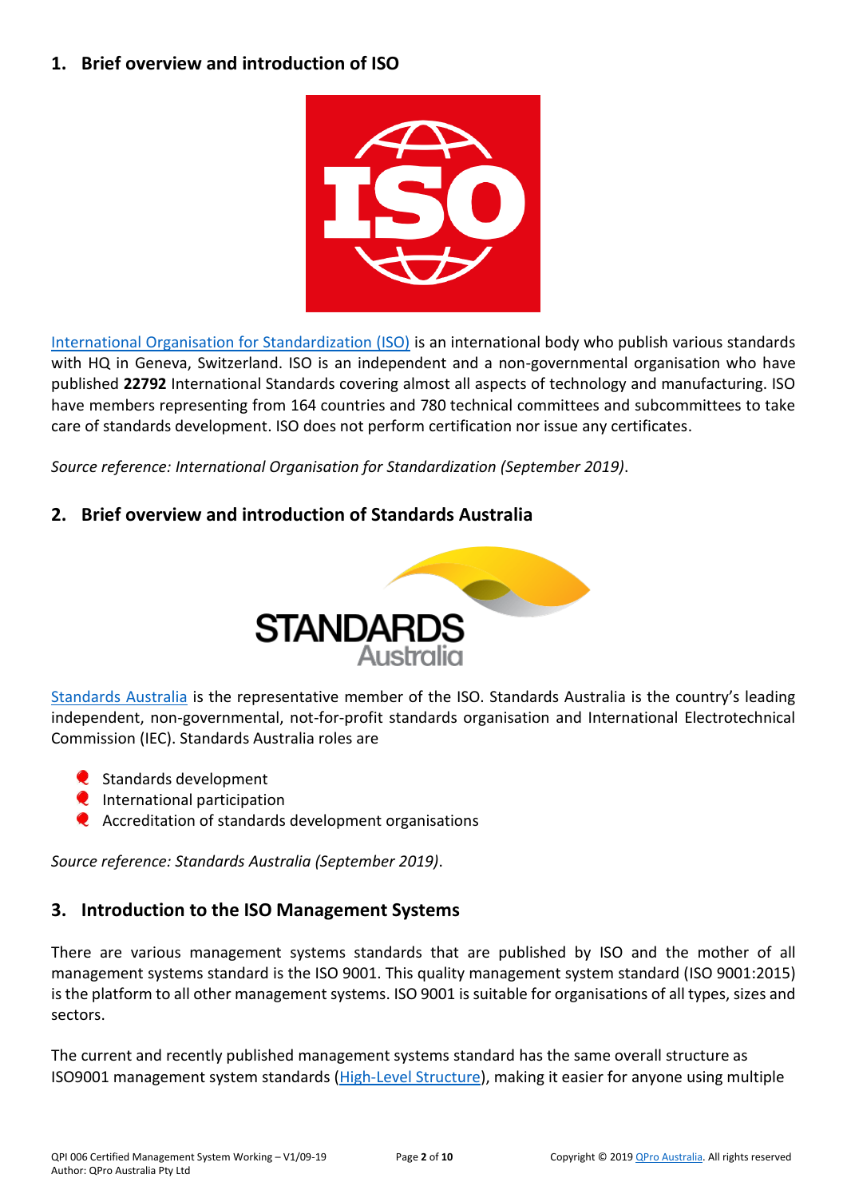## 1. Brief overview and introduction of ISO

International Organisation for Standardization (ISO) is an international body who publish various standards with HQ in Geneva, Switzerland. ISO is an independent and a non-governmental organisation who have published **22792** International Standards covering almost all aspects of technology and manufacturing. ISO have members representing from 164 countries and 780 technical committees and subcommittees to take care of standards development. ISO does not perform certification nor issue any certificates.

*Source reference: International Organisation for Standardization (September 2019).*

## 2. Brief overview and introduction of Standards Australia

Standards Australia is the representative member of the ISO. Standards Australia is the country's leading independent, non-governmental, not-for-profit standards organisation and International Electrotechnical Commission (IEC). Standards Australia roles are

- Standards development
- International participation
- Accreditation of standards development organisations

*Source reference: Standards Australia (September 2019).*

## 3. Introduction to the ISO Management Systems

There are various management systems standards that are published by ISO and the mother of all management systems standard is the ISO 9001. This quality management system standard (ISO 9001:2015) is the platform to all other management systems. ISO 9001 is suitable for organisations of all types, sizes and sectors.

The current and recently published management systems standard has the same overall structure as ISO9001 management system standards (High-Level Structure), making it easier for anyone using multiple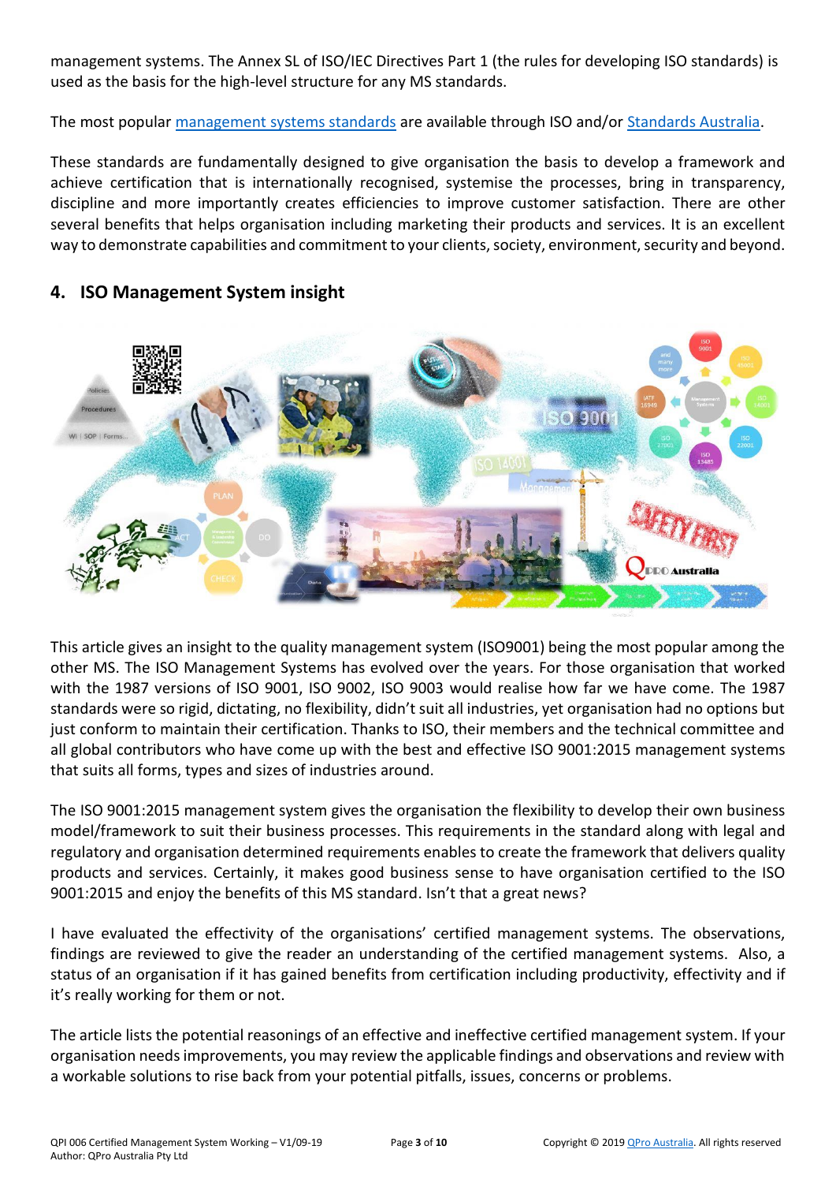management systems. The Annex SL of ISO/IEC Directives Part 1 (the rules for developing ISO standards) is used as the basis for the high-level structure for any MS standards.

The most popular management systems standards are available through ISO and/or Standards Australia.

These standards are fundamentally designed to give organisation the basis to develop a framework and achieve certification that is internationally recognised, systemise the processes, bring in transparency, discipline and more importantly creates efficiencies to improve customer satisfaction. There are other several benefits that helps organisation including marketing their products and services. It is an excellent way to demonstrate capabilities and commitment to your clients, society, environment, security and beyond.

## 4. ISO Management System insight

This article gives an insight to the quality management system (ISO9001) being the most popular among the other MS. The ISO Management Systems has evolved over the years. For those organisation that worked with the 1987 versions of ISO 9001, ISO 9002, ISO 9003 would realise how far we have come. The 1987 standards were so rigid, dictating, no flexibility, didn't suit all industries, yet organisation had no options but just conform to maintain their certification. Thanks to ISO, their members and the technical committee and all global contributors who have come up with the best and effective ISO 9001:2015 management systems that suits all forms, types and sizes of industries around.

The ISO 9001:2015 management system gives the organisation the flexibility to develop their own business model/framework to suit their business processes. This requirements in the standard along with legal and regulatory and organisation determined requirements enables to create the framework that delivers quality products and services. Certainly, it makes good business sense to have organisation certified to the ISO 9001:2015 and enjoy the benefits of this MS standard. Isn't that a great news?

I have evaluated the effectivity of the organisations' certified management systems. The observations, findings are reviewed to give the reader an understanding of the certified management systems. Also, a status of an organisation if it has gained benefits from certification including productivity, effectivity and if it's really working for them or not.

The article lists the potential reasonings of an effective and ineffective certified management system. If your organisation needs improvements, you may review the applicable findings and observations and review with a workable solutions to rise back from your potential pitfalls, issues, concerns or problems.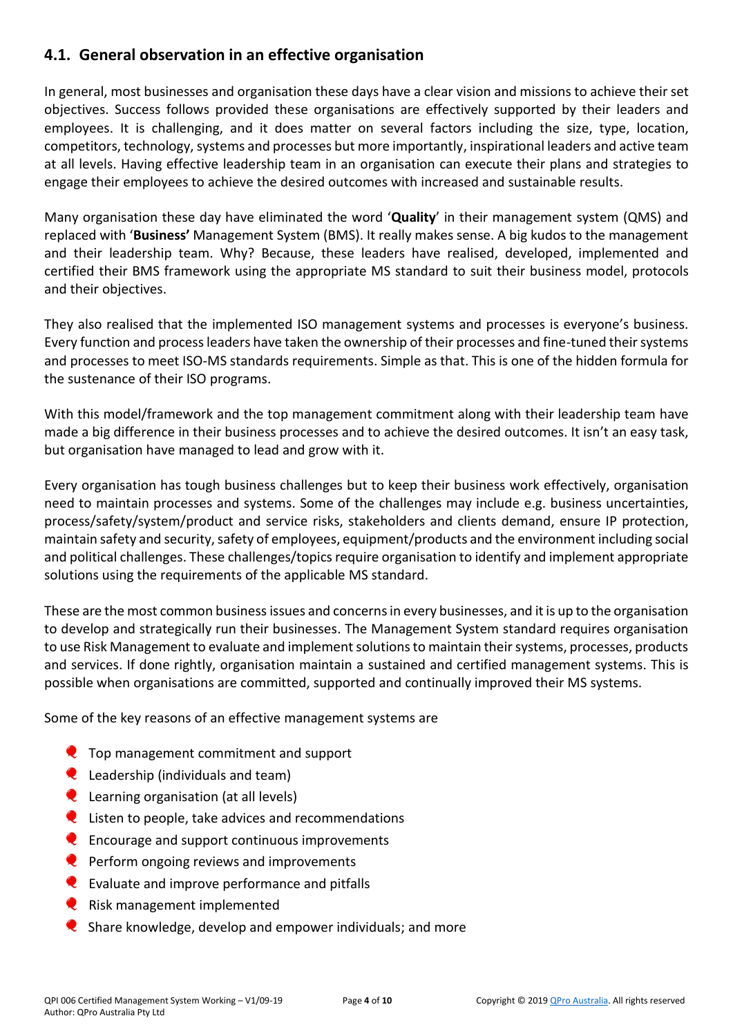## 4.1. General observation in an effective organisation

In general, most businesses and organisation these days have a clear vision and missions to achieve their set objectives. Success follows provided these organisations are effectively supported by their leaders and employees. It is challenging, and it does matter on several factors including the size, type, location, competitors, technology, systems and processes but more importantly, inspirational leaders and active team at all levels. Having effective leadership team in an organisation can execute their plans and strategies to engage their employees to achieve the desired outcomes with increased and sustainable results.

Many organisation these day have eliminated the word '**Quality**' in their management system (QMS) and replaced with '**Business'** Management System (BMS). It really makes sense. A big kudos to the management and their leadership team. Why? Because, these leaders have realised, developed, implemented and certified their BMS framework using the appropriate MS standard to suit their business model, protocols and their objectives.

They also realised that the implemented ISO management systems and processes is everyone's business. Every function and process leaders have taken the ownership of their processes and fine-tuned their systems and processes to meet ISO-MS standards requirements. Simple as that. This is one of the hidden formula for the sustenance of their ISO programs.

With this model/framework and the top management commitment along with their leadership team have made a big difference in their business processes and to achieve the desired outcomes. It isn't an easy task, but organisation have managed to lead and grow with it.

Every organisation has tough business challenges but to keep their business work effectively, organisation need to maintain processes and systems. Some of the challenges may include e.g. business uncertainties, process/safety/system/product and service risks, stakeholders and clients demand, ensure IP protection, maintain safety and security, safety of employees, equipment/products and the environment including social and political challenges. These challenges/topics require organisation to identify and implement appropriate solutions using the requirements of the applicable MS standard.

These are the most common business issues and concerns in every businesses, and it is up to the organisation to develop and strategically run their businesses. The Management System standard requires organisation to use Risk Management to evaluate and implement solutions to maintain their systems, processes, products and services. If done rightly, organisation maintain a sustained and certified management systems. This is possible when organisations are committed, supported and continually improved their MS systems.

Some of the key reasons of an effective management systems are

- Top management commitment and support
- Leadership (individuals and team)
- Learning organisation (at all levels)
- Listen to people, take advices and recommendations
- Encourage and support continuous improvements
- Perform ongoing reviews and improvements
- Evaluate and improve performance and pitfalls
- Risk management implemented
- Share knowledge, develop and empower individuals; and more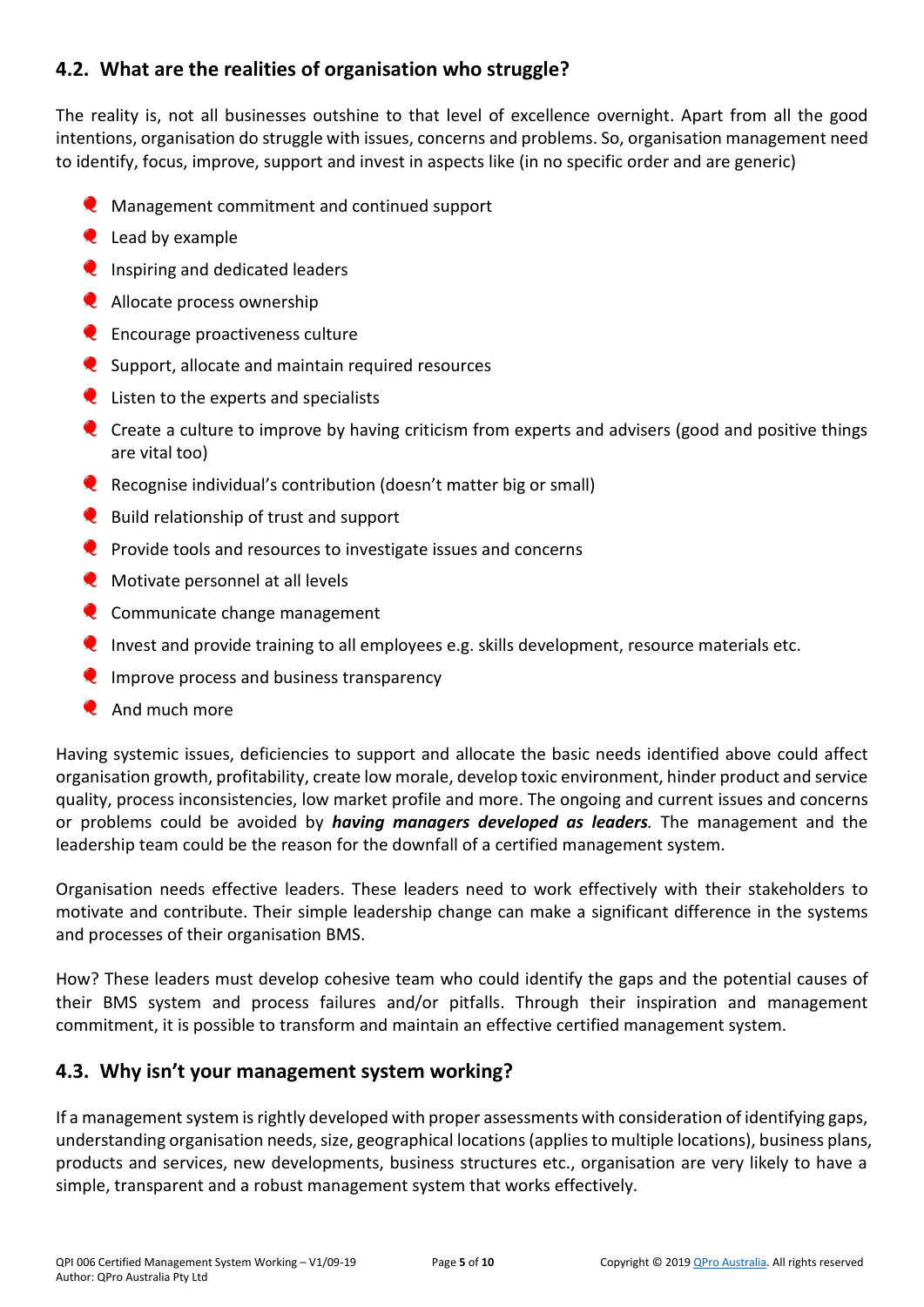## 4.2. What are the realities of organisation who struggle?

The reality is, not all businesses outshine to that level of excellence overnight. Apart from all the good intentions, organisation do struggle with issues, concerns and problems. So, organisation management need to identify, focus, improve, support and invest in aspects like (in no specific order and are generic)

- Management commitment and continued support
- Lead by example
- Inspiring and dedicated leaders
- Allocate process ownership
- Encourage proactiveness culture
- Support, allocate and maintain required resources
- Listen to the experts and specialists
- Create a culture to improve by having criticism from experts and advisers (good and positive things are vital too)
- Recognise individual's contribution (doesn't matter big or small)
- Build relationship of trust and support
- Provide tools and resources to investigate issues and concerns
- Motivate personnel at all levels
- Communicate change management
- Invest and provide training to all employees e.g. skills development, resource materials etc.
- Improve process and business transparency
- And much more

Having systemic issues, deficiencies to support and allocate the basic needs identified above could affect organisation growth, profitability, create low morale, develop toxic environment, hinder product and service quality, process inconsistencies, low market profile and more. The ongoing and current issues and concerns or problems could be avoided by ***having managers developed as leaders.*** The management and the leadership team could be the reason for the downfall of a certified management system.

Organisation needs effective leaders. These leaders need to work effectively with their stakeholders to motivate and contribute. Their simple leadership change can make a significant difference in the systems and processes of their organisation BMS.

How? These leaders must develop cohesive team who could identify the gaps and the potential causes of their BMS system and process failures and/or pitfalls. Through their inspiration and management commitment, it is possible to transform and maintain an effective certified management system.

## 4.3. Why isn't your management system working?

If a management system is rightly developed with proper assessments with consideration of identifying gaps, understanding organisation needs, size, geographical locations (applies to multiple locations), business plans, products and services, new developments, business structures etc., organisation are very likely to have a simple, transparent and a robust management system that works effectively.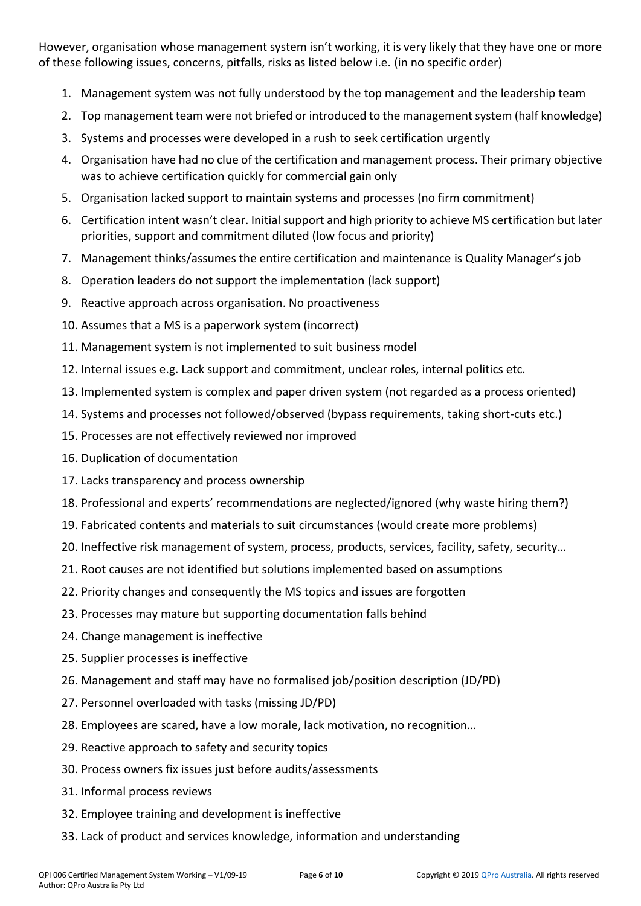However, organisation whose management system isn't working, it is very likely that they have one or more of these following issues, concerns, pitfalls, risks as listed below i.e. (in no specific order)

1. Management system was not fully understood by the top management and the leadership team
2. Top management team were not briefed or introduced to the management system (half knowledge)
3. Systems and processes were developed in a rush to seek certification urgently
4. Organisation have had no clue of the certification and management process. Their primary objective was to achieve certification quickly for commercial gain only
5. Organisation lacked support to maintain systems and processes (no firm commitment)
6. Certification intent wasn't clear. Initial support and high priority to achieve MS certification but later priorities, support and commitment diluted (low focus and priority)
7. Management thinks/assumes the entire certification and maintenance is Quality Manager's job
8. Operation leaders do not support the implementation (lack support)
9. Reactive approach across organisation. No proactiveness
10. Assumes that a MS is a paperwork system (incorrect)
11. Management system is not implemented to suit business model
12. Internal issues e.g. Lack support and commitment, unclear roles, internal politics etc.
13. Implemented system is complex and paper driven system (not regarded as a process oriented)
14. Systems and processes not followed/observed (bypass requirements, taking short-cuts etc.)
15. Processes are not effectively reviewed nor improved
16. Duplication of documentation
17. Lacks transparency and process ownership
18. Professional and experts' recommendations are neglected/ignored (why waste hiring them?)
19. Fabricated contents and materials to suit circumstances (would create more problems)
20. Ineffective risk management of system, process, products, services, facility, safety, security…
21. Root causes are not identified but solutions implemented based on assumptions
22. Priority changes and consequently the MS topics and issues are forgotten
23. Processes may mature but supporting documentation falls behind
24. Change management is ineffective
25. Supplier processes is ineffective
26. Management and staff may have no formalised job/position description (JD/PD)
27. Personnel overloaded with tasks (missing JD/PD)
28. Employees are scared, have a low morale, lack motivation, no recognition…
29. Reactive approach to safety and security topics
30. Process owners fix issues just before audits/assessments
31. Informal process reviews
32. Employee training and development is ineffective
33. Lack of product and services knowledge, information and understanding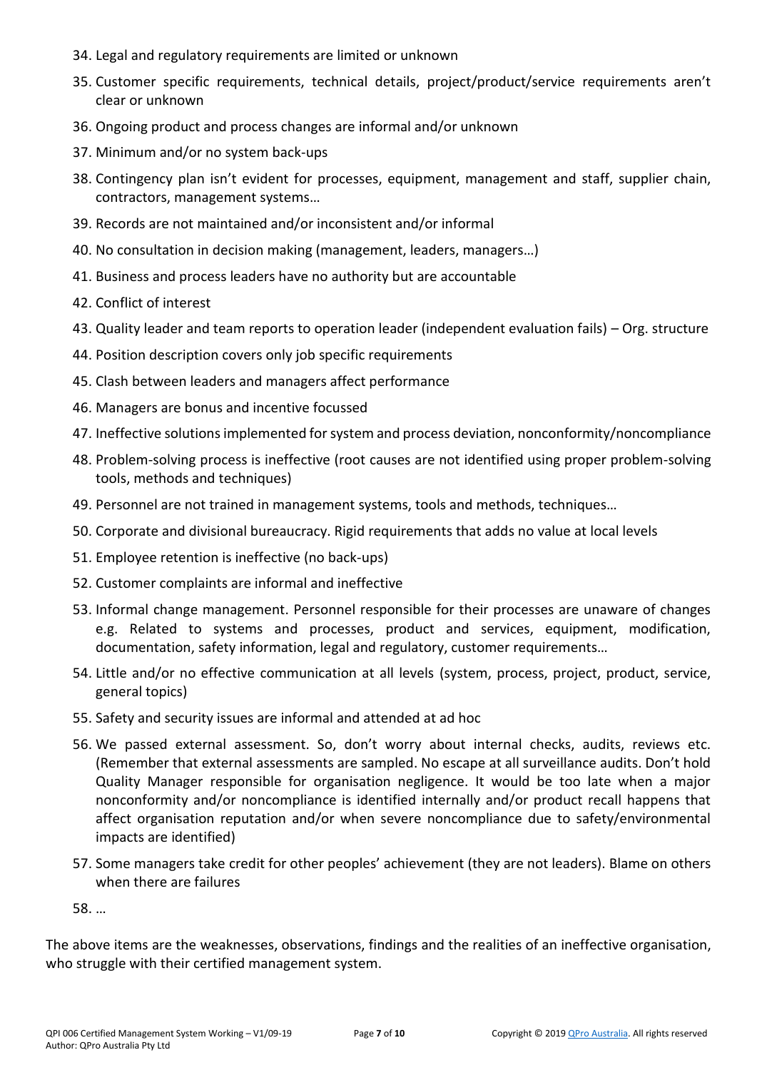34. Legal and regulatory requirements are limited or unknown
35. Customer specific requirements, technical details, project/product/service requirements aren't clear or unknown
36. Ongoing product and process changes are informal and/or unknown
37. Minimum and/or no system back-ups
38. Contingency plan isn't evident for processes, equipment, management and staff, supplier chain, contractors, management systems…
39. Records are not maintained and/or inconsistent and/or informal
40. No consultation in decision making (management, leaders, managers…)
41. Business and process leaders have no authority but are accountable
42. Conflict of interest
43. Quality leader and team reports to operation leader (independent evaluation fails) – Org. structure
44. Position description covers only job specific requirements
45. Clash between leaders and managers affect performance
46. Managers are bonus and incentive focussed
47. Ineffective solutions implemented for system and process deviation, nonconformity/noncompliance
48. Problem-solving process is ineffective (root causes are not identified using proper problem-solving tools, methods and techniques)
49. Personnel are not trained in management systems, tools and methods, techniques…
50. Corporate and divisional bureaucracy. Rigid requirements that adds no value at local levels
51. Employee retention is ineffective (no back-ups)
52. Customer complaints are informal and ineffective
53. Informal change management. Personnel responsible for their processes are unaware of changes e.g. Related to systems and processes, product and services, equipment, modification, documentation, safety information, legal and regulatory, customer requirements…
54. Little and/or no effective communication at all levels (system, process, project, product, service, general topics)
55. Safety and security issues are informal and attended at ad hoc
56. We passed external assessment. So, don't worry about internal checks, audits, reviews etc. (Remember that external assessments are sampled. No escape at all surveillance audits. Don't hold Quality Manager responsible for organisation negligence. It would be too late when a major nonconformity and/or noncompliance is identified internally and/or product recall happens that affect organisation reputation and/or when severe noncompliance due to safety/environmental impacts are identified)
57. Some managers take credit for other peoples' achievement (they are not leaders). Blame on others when there are failures
58. …

The above items are the weaknesses, observations, findings and the realities of an ineffective organisation, who struggle with their certified management system.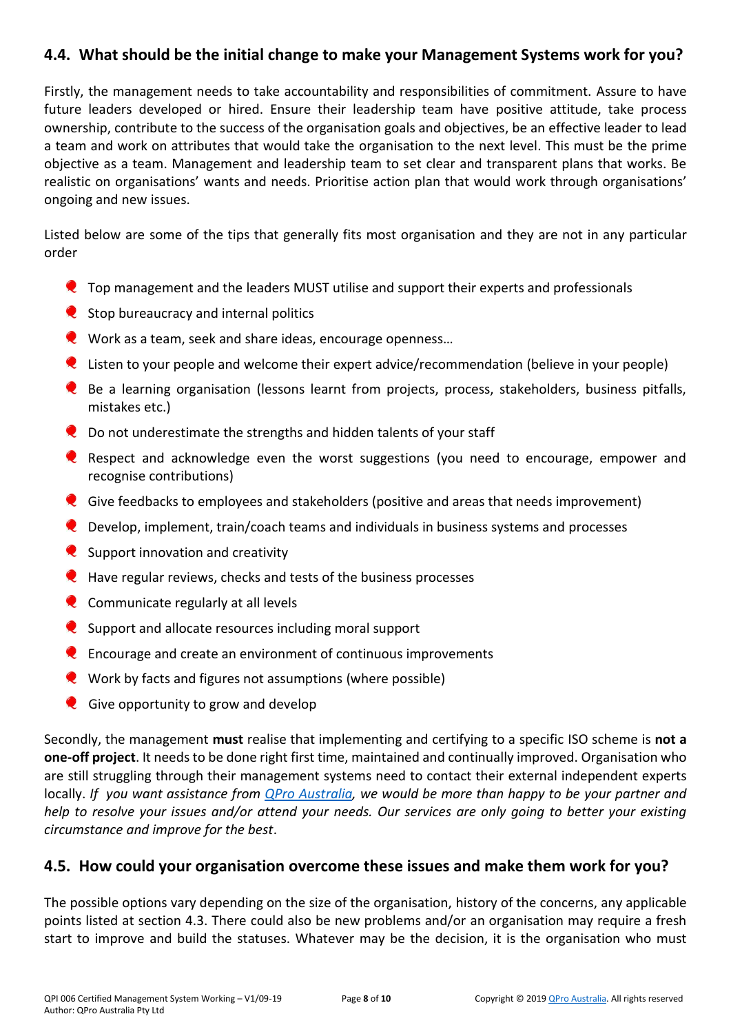## 4.4. What should be the initial change to make your Management Systems work for you?

Firstly, the management needs to take accountability and responsibilities of commitment. Assure to have future leaders developed or hired. Ensure their leadership team have positive attitude, take process ownership, contribute to the success of the organisation goals and objectives, be an effective leader to lead a team and work on attributes that would take the organisation to the next level. This must be the prime objective as a team. Management and leadership team to set clear and transparent plans that works. Be realistic on organisations' wants and needs. Prioritise action plan that would work through organisations' ongoing and new issues.

Listed below are some of the tips that generally fits most organisation and they are not in any particular order

- Top management and the leaders MUST utilise and support their experts and professionals
- Stop bureaucracy and internal politics
- Work as a team, seek and share ideas, encourage openness…
- Listen to your people and welcome their expert advice/recommendation (believe in your people)
- Be a learning organisation (lessons learnt from projects, process, stakeholders, business pitfalls, mistakes etc.)
- Do not underestimate the strengths and hidden talents of your staff
- Respect and acknowledge even the worst suggestions (you need to encourage, empower and recognise contributions)
- Give feedbacks to employees and stakeholders (positive and areas that needs improvement)
- Develop, implement, train/coach teams and individuals in business systems and processes
- Support innovation and creativity
- Have regular reviews, checks and tests of the business processes
- Communicate regularly at all levels
- Support and allocate resources including moral support
- Encourage and create an environment of continuous improvements
- Work by facts and figures not assumptions (where possible)
- Give opportunity to grow and develop

Secondly, the management **must** realise that implementing and certifying to a specific ISO scheme is **not a one-off project**. It needs to be done right first time, maintained and continually improved. Organisation who are still struggling through their management systems need to contact their external independent experts locally. *If you want assistance from QPro Australia, we would be more than happy to be your partner and help to resolve your issues and/or attend your needs. Our services are only going to better your existing circumstance and improve for the best*.

## 4.5. How could your organisation overcome these issues and make them work for you?

The possible options vary depending on the size of the organisation, history of the concerns, any applicable points listed at section 4.3. There could also be new problems and/or an organisation may require a fresh start to improve and build the statuses. Whatever may be the decision, it is the organisation who must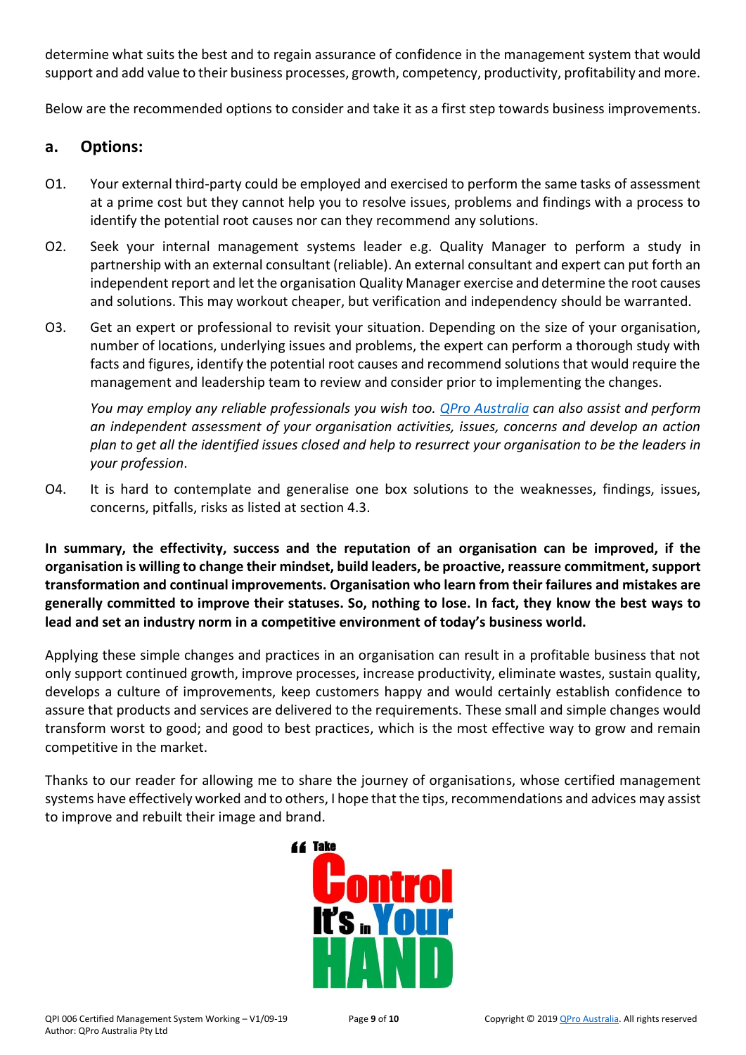determine what suits the best and to regain assurance of confidence in the management system that would support and add value to their business processes, growth, competency, productivity, profitability and more.

Below are the recommended options to consider and take it as a first step towards business improvements.

### a. Options:

O1. Your external third-party could be employed and exercised to perform the same tasks of assessment at a prime cost but they cannot help you to resolve issues, problems and findings with a process to identify the potential root causes nor can they recommend any solutions.

O2. Seek your internal management systems leader e.g. Quality Manager to perform a study in partnership with an external consultant (reliable). An external consultant and expert can put forth an independent report and let the organisation Quality Manager exercise and determine the root causes and solutions. This may workout cheaper, but verification and independency should be warranted.

O3. Get an expert or professional to revisit your situation. Depending on the size of your organisation, number of locations, underlying issues and problems, the expert can perform a thorough study with facts and figures, identify the potential root causes and recommend solutions that would require the management and leadership team to review and consider prior to implementing the changes.

*You may employ any reliable professionals you wish too. QPro Australia can also assist and perform an independent assessment of your organisation activities, issues, concerns and develop an action plan to get all the identified issues closed and help to resurrect your organisation to be the leaders in your profession.*

O4. It is hard to contemplate and generalise one box solutions to the weaknesses, findings, issues, concerns, pitfalls, risks as listed at section 4.3.

**In summary, the effectivity, success and the reputation of an organisation can be improved, if the organisation is willing to change their mindset, build leaders, be proactive, reassure commitment, support transformation and continual improvements. Organisation who learn from their failures and mistakes are generally committed to improve their statuses. So, nothing to lose. In fact, they know the best ways to lead and set an industry norm in a competitive environment of today's business world.**

Applying these simple changes and practices in an organisation can result in a profitable business that not only support continued growth, improve processes, increase productivity, eliminate wastes, sustain quality, develops a culture of improvements, keep customers happy and would certainly establish confidence to assure that products and services are delivered to the requirements. These small and simple changes would transform worst to good; and good to best practices, which is the most effective way to grow and remain competitive in the market.

Thanks to our reader for allowing me to share the journey of organisations, whose certified management systems have effectively worked and to others, I hope that the tips, recommendations and advices may assist to improve and rebuilt their image and brand.

" Take Control It's in Your HAND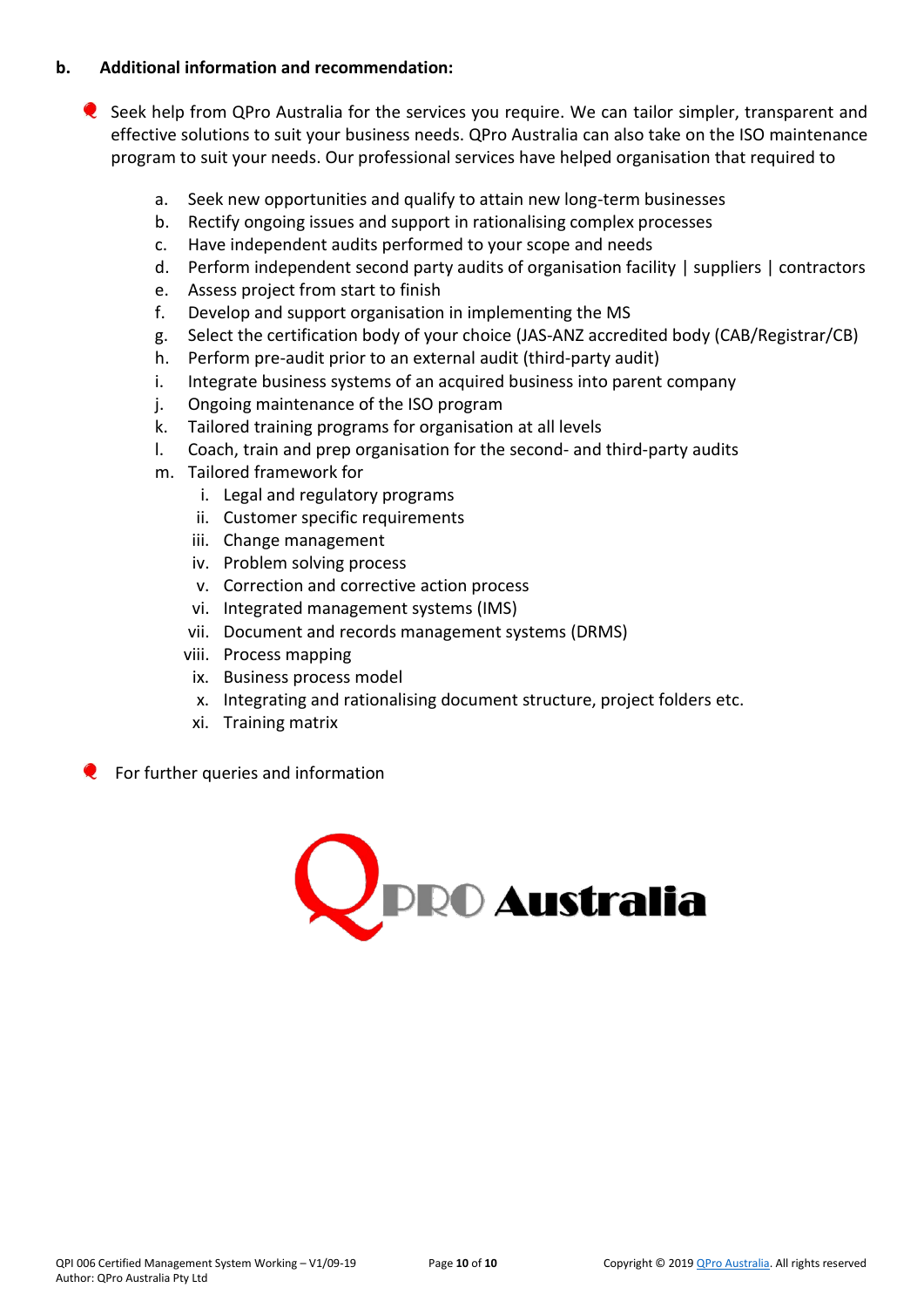**b. Additional information and recommendation:**

- Seek help from QPro Australia for the services you require. We can tailor simpler, transparent and effective solutions to suit your business needs. QPro Australia can also take on the ISO maintenance program to suit your needs. Our professional services have helped organisation that required to

    a. Seek new opportunities and qualify to attain new long-term businesses
    b. Rectify ongoing issues and support in rationalising complex processes
    c. Have independent audits performed to your scope and needs
    d. Perform independent second party audits of organisation facility | suppliers | contractors
    e. Assess project from start to finish
    f. Develop and support organisation in implementing the MS
    g. Select the certification body of your choice (JAS-ANZ accredited body (CAB/Registrar/CB)
    h. Perform pre-audit prior to an external audit (third-party audit)
    i. Integrate business systems of an acquired business into parent company
    j. Ongoing maintenance of the ISO program
    k. Tailored training programs for organisation at all levels
    l. Coach, train and prep organisation for the second- and third-party audits
    m. Tailored framework for
        i. Legal and regulatory programs
        ii. Customer specific requirements
        iii. Change management
        iv. Problem solving process
        v. Correction and corrective action process
        vi. Integrated management systems (IMS)
        vii. Document and records management systems (DRMS)
        viii. Process mapping
        ix. Business process model
        x. Integrating and rationalising document structure, project folders etc.
        xi. Training matrix

- For further queries and information

QPRO Australia